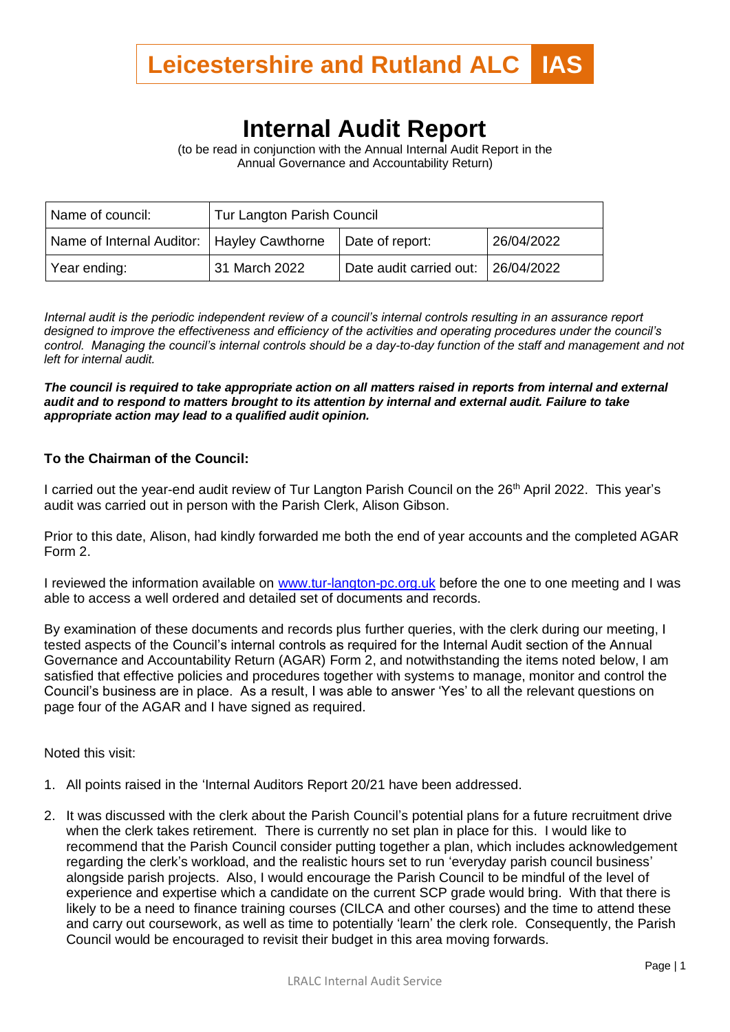# Leicestershire and Rutland ALC IAS

# Internal Audit Report

(to be read in conjunction with the Annual Internal Audit Report in the Annual Governance and Accountability Return)

| Name of council: | Tur Langton Parish Council | | |
|---|---|---|---|
| Name of Internal Auditor: | Hayley Cawthorne | Date of report: | 26/04/2022 |
| Year ending: | 31 March 2022 | Date audit carried out: | 26/04/2022 |

*Internal audit is the periodic independent review of a council's internal controls resulting in an assurance report designed to improve the effectiveness and efficiency of the activities and operating procedures under the council's control. Managing the council's internal controls should be a day-to-day function of the staff and management and not left for internal audit.*

***The council is required to take appropriate action on all matters raised in reports from internal and external audit and to respond to matters brought to its attention by internal and external audit. Failure to take appropriate action may lead to a qualified audit opinion.***

**To the Chairman of the Council:**

I carried out the year-end audit review of Tur Langton Parish Council on the 26th April 2022. This year's audit was carried out in person with the Parish Clerk, Alison Gibson.

Prior to this date, Alison, had kindly forwarded me both the end of year accounts and the completed AGAR Form 2.

I reviewed the information available on www.tur-langton-pc.org.uk before the one to one meeting and I was able to access a well ordered and detailed set of documents and records.

By examination of these documents and records plus further queries, with the clerk during our meeting, I tested aspects of the Council's internal controls as required for the Internal Audit section of the Annual Governance and Accountability Return (AGAR) Form 2, and notwithstanding the items noted below, I am satisfied that effective policies and procedures together with systems to manage, monitor and control the Council's business are in place. As a result, I was able to answer 'Yes' to all the relevant questions on page four of the AGAR and I have signed as required.

Noted this visit:

1. All points raised in the 'Internal Auditors Report 20/21 have been addressed.
2. It was discussed with the clerk about the Parish Council's potential plans for a future recruitment drive when the clerk takes retirement. There is currently no set plan in place for this. I would like to recommend that the Parish Council consider putting together a plan, which includes acknowledgement regarding the clerk's workload, and the realistic hours set to run 'everyday parish council business' alongside parish projects. Also, I would encourage the Parish Council to be mindful of the level of experience and expertise which a candidate on the current SCP grade would bring. With that there is likely to be a need to finance training courses (CILCA and other courses) and the time to attend these and carry out coursework, as well as time to potentially 'learn' the clerk role. Consequently, the Parish Council would be encouraged to revisit their budget in this area moving forwards.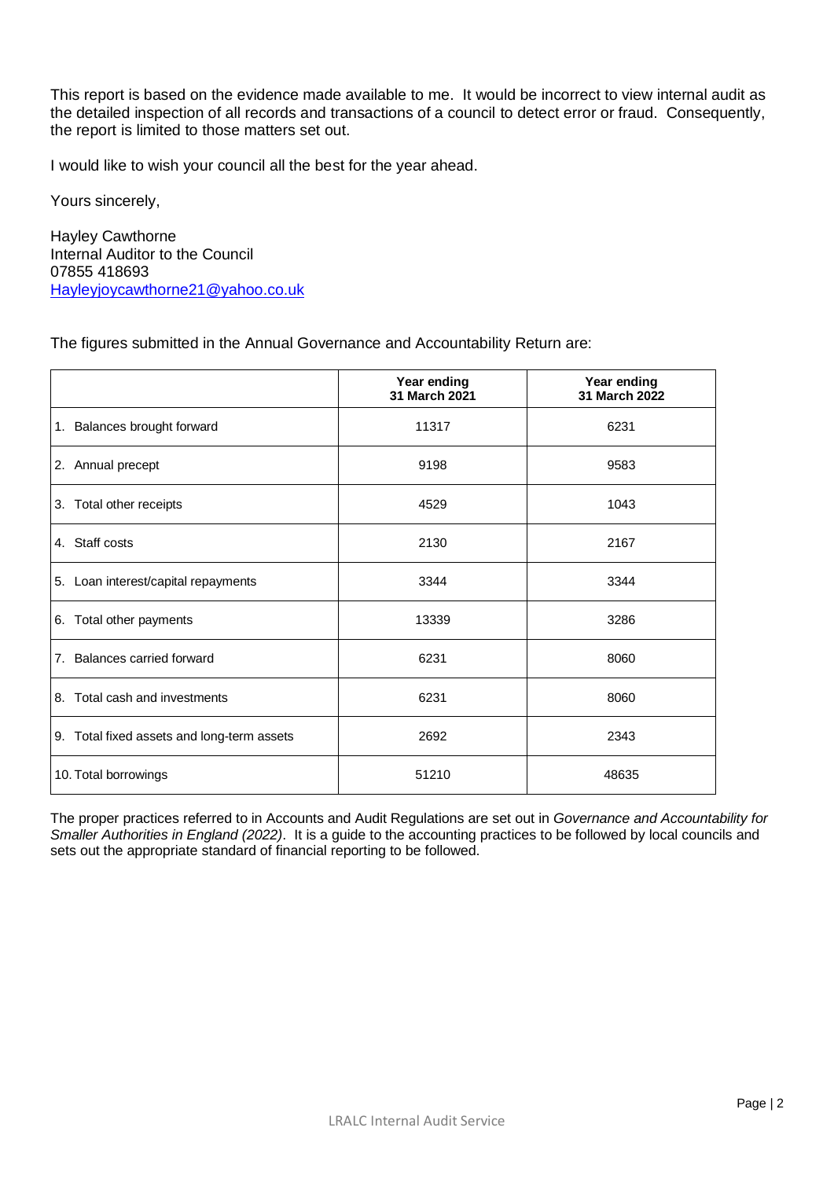This report is based on the evidence made available to me. It would be incorrect to view internal audit as the detailed inspection of all records and transactions of a council to detect error or fraud. Consequently, the report is limited to those matters set out.

I would like to wish your council all the best for the year ahead.

Yours sincerely,

Hayley Cawthorne
Internal Auditor to the Council
07855 418693
Hayleyjoycawthorne21@yahoo.co.uk

The figures submitted in the Annual Governance and Accountability Return are:

| | Year ending 31 March 2021 | Year ending 31 March 2022 |
|---|---|---|
| 1. Balances brought forward | 11317 | 6231 |
| 2. Annual precept | 9198 | 9583 |
| 3. Total other receipts | 4529 | 1043 |
| 4. Staff costs | 2130 | 2167 |
| 5. Loan interest/capital repayments | 3344 | 3344 |
| 6. Total other payments | 13339 | 3286 |
| 7. Balances carried forward | 6231 | 8060 |
| 8. Total cash and investments | 6231 | 8060 |
| 9. Total fixed assets and long-term assets | 2692 | 2343 |
| 10. Total borrowings | 51210 | 48635 |

The proper practices referred to in Accounts and Audit Regulations are set out in *Governance and Accountability for Smaller Authorities in England (2022)*. It is a guide to the accounting practices to be followed by local councils and sets out the appropriate standard of financial reporting to be followed.